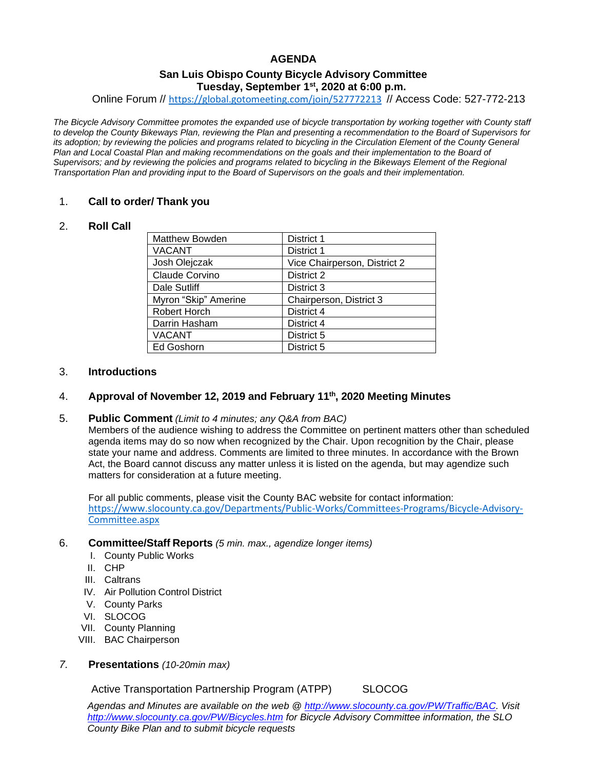# AGENDA

## San Luis Obispo County Bicycle Advisory Committee
## Tuesday, September 1st, 2020 at 6:00 p.m.

Online Forum // https://global.gotomeeting.com/join/527772213 // Access Code: 527-772-213

*The Bicycle Advisory Committee promotes the expanded use of bicycle transportation by working together with County staff to develop the County Bikeways Plan, reviewing the Plan and presenting a recommendation to the Board of Supervisors for its adoption; by reviewing the policies and programs related to bicycling in the Circulation Element of the County General Plan and Local Coastal Plan and making recommendations on the goals and their implementation to the Board of Supervisors; and by reviewing the policies and programs related to bicycling in the Bikeways Element of the Regional Transportation Plan and providing input to the Board of Supervisors on the goals and their implementation.*

1. **Call to order/ Thank you**

2. **Roll Call**

| Matthew Bowden | District 1 |
|---|---|
| VACANT | District 1 |
| Josh Olejczak | Vice Chairperson, District 2 |
| Claude Corvino | District 2 |
| Dale Sutliff | District 3 |
| Myron "Skip" Amerine | Chairperson, District 3 |
| Robert Horch | District 4 |
| Darrin Hasham | District 4 |
| VACANT | District 5 |
| Ed Goshorn | District 5 |

3. **Introductions**

4. **Approval of November 12, 2019 and February 11th, 2020 Meeting Minutes**

5. **Public Comment** *(Limit to 4 minutes; any Q&A from BAC)*
   Members of the audience wishing to address the Committee on pertinent matters other than scheduled agenda items may do so now when recognized by the Chair. Upon recognition by the Chair, please state your name and address. Comments are limited to three minutes. In accordance with the Brown Act, the Board cannot discuss any matter unless it is listed on the agenda, but may agendize such matters for consideration at a future meeting.

   For all public comments, please visit the County BAC website for contact information: https://www.slocounty.ca.gov/Departments/Public-Works/Committees-Programs/Bicycle-Advisory-Committee.aspx

6. **Committee/Staff Reports** *(5 min. max., agendize longer items)*
   - I. County Public Works
   - II. CHP
   - III. Caltrans
   - IV. Air Pollution Control District
   - V. County Parks
   - VI. SLOCOG
   - VII. County Planning
   - VIII. BAC Chairperson

7. **Presentations** *(10-20min max)*

   Active Transportation Partnership Program (ATPP) SLOCOG

*Agendas and Minutes are available on the web @ http://www.slocounty.ca.gov/PW/Traffic/BAC. Visit http://www.slocounty.ca.gov/PW/Bicycles.htm for Bicycle Advisory Committee information, the SLO County Bike Plan and to submit bicycle requests*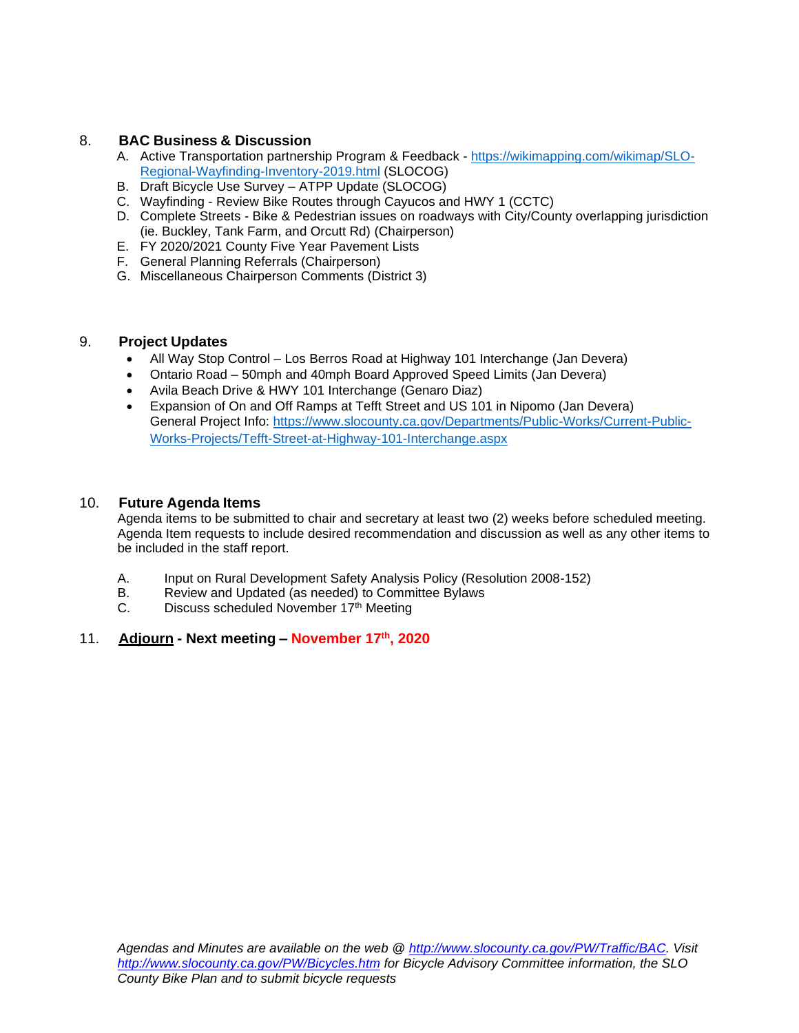8. **BAC Business & Discussion**

   A. Active Transportation partnership Program & Feedback - [https://wikimapping.com/wikimap/SLO-Regional-Wayfinding-Inventory-2019.html](https://wikimapping.com/wikimap/SLO-Regional-Wayfinding-Inventory-2019.html) (SLOCOG)
   B. Draft Bicycle Use Survey – ATPP Update (SLOCOG)
   C. Wayfinding - Review Bike Routes through Cayucos and HWY 1 (CCTC)
   D. Complete Streets - Bike & Pedestrian issues on roadways with City/County overlapping jurisdiction (ie. Buckley, Tank Farm, and Orcutt Rd) (Chairperson)
   E. FY 2020/2021 County Five Year Pavement Lists
   F. General Planning Referrals (Chairperson)
   G. Miscellaneous Chairperson Comments (District 3)

9. **Project Updates**

   - All Way Stop Control – Los Berros Road at Highway 101 Interchange (Jan Devera)
   - Ontario Road – 50mph and 40mph Board Approved Speed Limits (Jan Devera)
   - Avila Beach Drive & HWY 101 Interchange (Genaro Diaz)
   - Expansion of On and Off Ramps at Tefft Street and US 101 in Nipomo (Jan Devera)
     General Project Info: [https://www.slocounty.ca.gov/Departments/Public-Works/Current-Public-Works-Projects/Tefft-Street-at-Highway-101-Interchange.aspx](https://www.slocounty.ca.gov/Departments/Public-Works/Current-Public-Works-Projects/Tefft-Street-at-Highway-101-Interchange.aspx)

10. **Future Agenda Items**

    Agenda items to be submitted to chair and secretary at least two (2) weeks before scheduled meeting. Agenda Item requests to include desired recommendation and discussion as well as any other items to be included in the staff report.

    A. Input on Rural Development Safety Analysis Policy (Resolution 2008-152)
    B. Review and Updated (as needed) to Committee Bylaws
    C. Discuss scheduled November 17th Meeting

11. **<u>Adjourn</u> - Next meeting – November 17th, 2020**

*Agendas and Minutes are available on the web @ [http://www.slocounty.ca.gov/PW/Traffic/BAC](http://www.slocounty.ca.gov/PW/Traffic/BAC). Visit [http://www.slocounty.ca.gov/PW/Bicycles.htm](http://www.slocounty.ca.gov/PW/Bicycles.htm) for Bicycle Advisory Committee information, the SLO County Bike Plan and to submit bicycle requests*